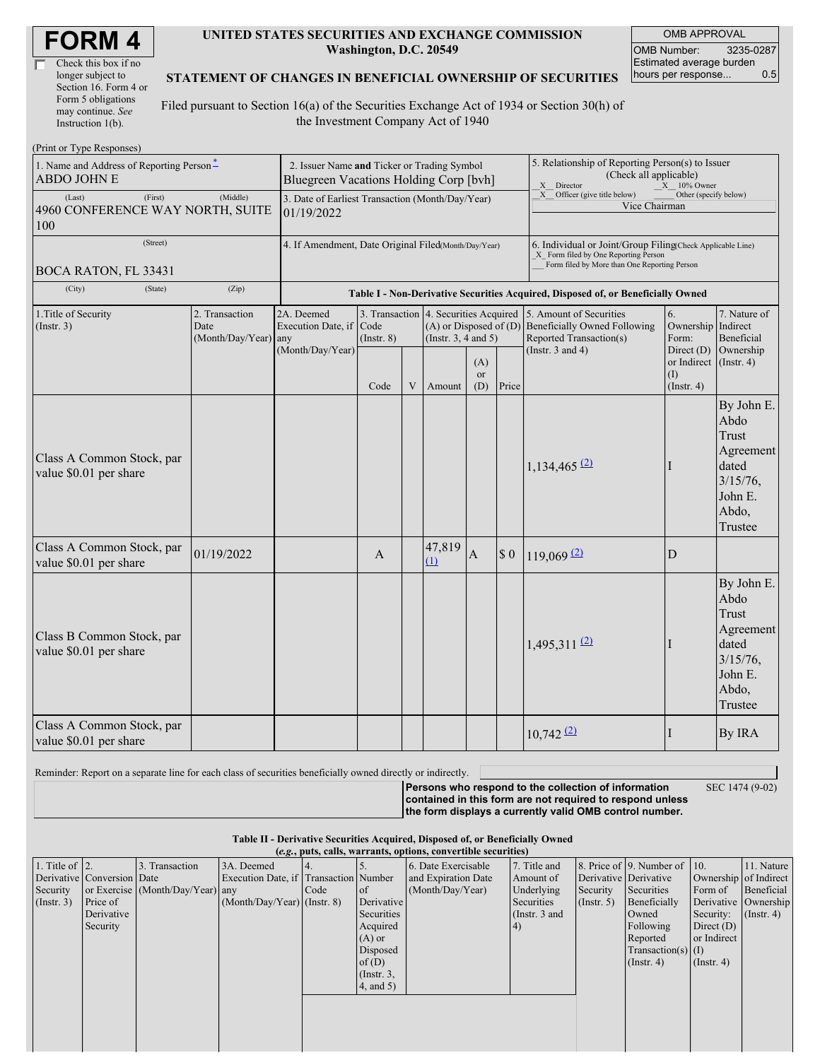# FORM 4

☐ Check this box if no longer subject to Section 16. Form 4 or Form 5 obligations may continue. *See* Instruction 1(b).

**UNITED STATES SECURITIES AND EXCHANGE COMMISSION**
**Washington, D.C. 20549**

**STATEMENT OF CHANGES IN BENEFICIAL OWNERSHIP OF SECURITIES**

Filed pursuant to Section 16(a) of the Securities Exchange Act of 1934 or Section 30(h) of the Investment Company Act of 1940

| OMB APPROVAL | |
|---|---|
| OMB Number: | 3235-0287 |
| Estimated average burden hours per response... | 0.5 |

(Print or Type Responses)

| 1. Name and Address of Reporting Person * | 2. Issuer Name and Ticker or Trading Symbol | 5. Relationship of Reporting Person(s) to Issuer (Check all applicable) |
|---|---|---|
| ABDO JOHN E | Bluegreen Vacations Holding Corp [bvh] | _X_ Director _X_ 10% Owner |
| (Last) (First) (Middle) 4960 CONFERENCE WAY NORTH, SUITE 100 | 3. Date of Earliest Transaction (Month/Day/Year) 01/19/2022 | _X_ Officer (give title below) ___ Other (specify below) Vice Chairman |
| (Street) BOCA RATON, FL 33431 (City) (State) (Zip) | 4. If Amendment, Date Original Filed (Month/Day/Year) | 6. Individual or Joint/Group Filing (Check Applicable Line) _X_ Form filed by One Reporting Person ___ Form filed by More than One Reporting Person |

**Table I - Non-Derivative Securities Acquired, Disposed of, or Beneficially Owned**

| 1.Title of Security (Instr. 3) | 2. Transaction Date (Month/Day/Year) | 2A. Deemed Execution Date, if any (Month/Day/Year) | 3. Transaction Code (Instr. 8) Code | V | 4. Securities Acquired (A) or Disposed of (D) (Instr. 3, 4 and 5) Amount | (A) or (D) | Price | 5. Amount of Securities Beneficially Owned Following Reported Transaction(s) (Instr. 3 and 4) | 6. Ownership Form: Direct (D) or Indirect (I) (Instr. 4) | 7. Nature of Indirect Beneficial Ownership (Instr. 4) |
|---|---|---|---|---|---|---|---|---|---|---|
| Class A Common Stock, par value $0.01 per share | | | | | | | | 1,134,465 (2) | I | By John E. Abdo Trust Agreement dated 3/15/76, John E. Abdo, Trustee |
| Class A Common Stock, par value $0.01 per share | 01/19/2022 | | A | | 47,819 (1) | A | $ 0 | 119,069 (2) | D | |
| Class B Common Stock, par value $0.01 per share | | | | | | | | 1,495,311 (2) | I | By John E. Abdo Trust Agreement dated 3/15/76, John E. Abdo, Trustee |
| Class A Common Stock, par value $0.01 per share | | | | | | | | 10,742 (2) | I | By IRA |

Reminder: Report on a separate line for each class of securities beneficially owned directly or indirectly.

**Persons who respond to the collection of information contained in this form are not required to respond unless the form displays a currently valid OMB control number.** SEC 1474 (9-02)

**Table II - Derivative Securities Acquired, Disposed of, or Beneficially Owned**
***(e.g., puts, calls, warrants, options, convertible securities)***

| 1. Title of Derivative Security (Instr. 3) | 2. Conversion or Exercise Price of Derivative Security | 3. Transaction Date (Month/Day/Year) | 3A. Deemed Execution Date, if any (Month/Day/Year) | 4. Transaction Code (Instr. 8) | 5. Number of Derivative Securities Acquired (A) or Disposed of (D) (Instr. 3, 4, and 5) | 6. Date Exercisable and Expiration Date (Month/Day/Year) | 7. Title and Amount of Underlying Securities (Instr. 3 and 4) | 8. Price of Derivative Security (Instr. 5) | 9. Number of Derivative Securities Beneficially Owned Following Reported Transaction(s) (Instr. 4) | 10. Ownership Form of Derivative Security: Direct (D) or Indirect (I) (Instr. 4) | 11. Nature of Indirect Beneficial Ownership (Instr. 4) |
|---|---|---|---|---|---|---|---|---|---|---|---|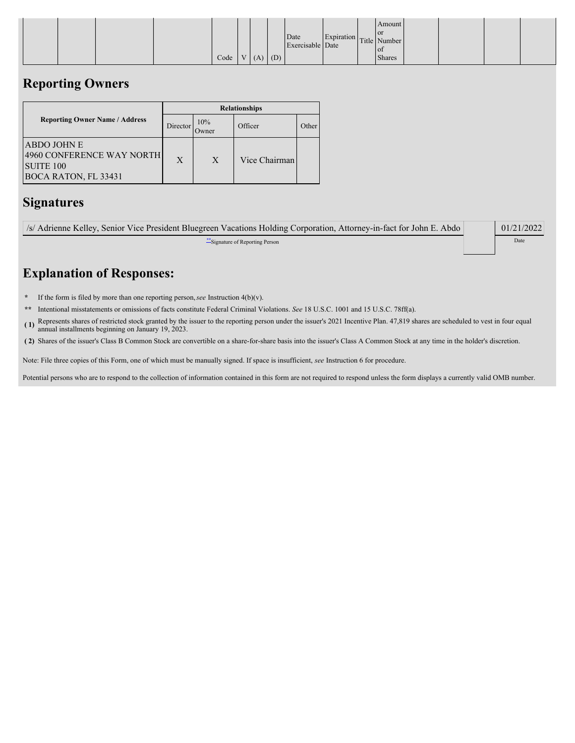| | | | | Code | V | (A) | (D) | Date Exercisable | Expiration Date | Title | Amount or Number of Shares | | | | |
|---|---|---|---|---|---|---|---|---|---|---|---|---|---|---|---|

## Reporting Owners

| Reporting Owner Name / Address | Relationships | | | |
|---|---|---|---|---|
| | Director | 10% Owner | Officer | Other |
| ABDO JOHN E<br>4960 CONFERENCE WAY NORTH<br>SUITE 100<br>BOCA RATON, FL 33431 | X | X | Vice Chairman | |

## Signatures

| /s/ Adrienne Kelley, Senior Vice President Bluegreen Vacations Holding Corporation, Attorney-in-fact for John E. Abdo | | 01/21/2022 |
|---|---|---|
| **Signature of Reporting Person | | Date |

## Explanation of Responses:

- \* If the form is filed by more than one reporting person, *see* Instruction 4(b)(v).
- \*\* Intentional misstatements or omissions of facts constitute Federal Criminal Violations. *See* 18 U.S.C. 1001 and 15 U.S.C. 78ff(a).
- ( 1) Represents shares of restricted stock granted by the issuer to the reporting person under the issuer's 2021 Incentive Plan. 47,819 shares are scheduled to vest in four equal annual installments beginning on January 19, 2023.
- ( 2) Shares of the issuer's Class B Common Stock are convertible on a share-for-share basis into the issuer's Class A Common Stock at any time in the holder's discretion.

Note: File three copies of this Form, one of which must be manually signed. If space is insufficient, *see* Instruction 6 for procedure.

Potential persons who are to respond to the collection of information contained in this form are not required to respond unless the form displays a currently valid OMB number.